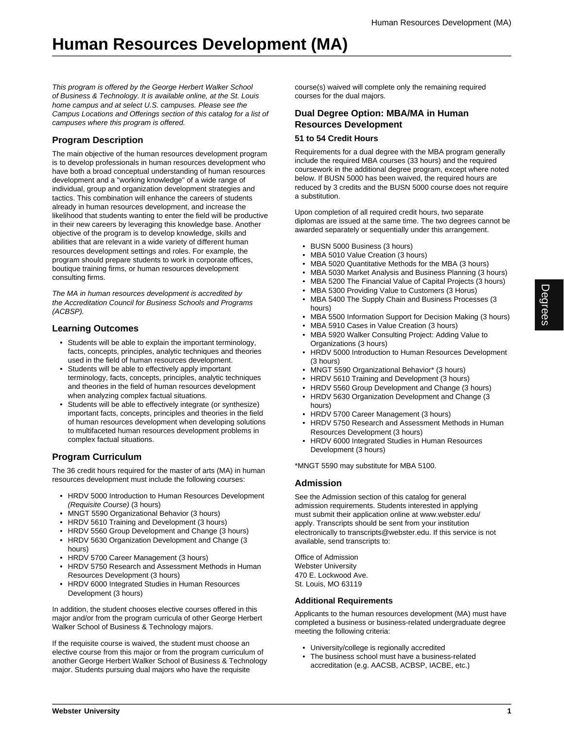# Human Resources Development (MA)

*This program is offered by the George Herbert Walker School of Business & Technology. It is available online, at the St. Louis home campus and at select U.S. campuses. Please see the Campus Locations and Offerings section of this catalog for a list of campuses where this program is offered.*

## Program Description

The main objective of the human resources development program is to develop professionals in human resources development who have both a broad conceptual understanding of human resources development and a "working knowledge" of a wide range of individual, group and organization development strategies and tactics. This combination will enhance the careers of students already in human resources development, and increase the likelihood that students wanting to enter the field will be productive in their new careers by leveraging this knowledge base. Another objective of the program is to develop knowledge, skills and abilities that are relevant in a wide variety of different human resources development settings and roles. For example, the program should prepare students to work in corporate offices, boutique training firms, or human resources development consulting firms.

*The MA in human resources development is accredited by the Accreditation Council for Business Schools and Programs (ACBSP).*

## Learning Outcomes

- Students will be able to explain the important terminology, facts, concepts, principles, analytic techniques and theories used in the field of human resources development.
- Students will be able to effectively apply important terminology, facts, concepts, principles, analytic techniques and theories in the field of human resources development when analyzing complex factual situations.
- Students will be able to effectively integrate (or synthesize) important facts, concepts, principles and theories in the field of human resources development when developing solutions to multifaceted human resources development problems in complex factual situations.

## Program Curriculum

The 36 credit hours required for the master of arts (MA) in human resources development must include the following courses:

- HRDV 5000 Introduction to Human Resources Development *(Requisite Course)* (3 hours)
- MNGT 5590 Organizational Behavior (3 hours)
- HRDV 5610 Training and Development (3 hours)
- HRDV 5560 Group Development and Change (3 hours)
- HRDV 5630 Organization Development and Change (3 hours)
- HRDV 5700 Career Management (3 hours)
- HRDV 5750 Research and Assessment Methods in Human Resources Development (3 hours)
- HRDV 6000 Integrated Studies in Human Resources Development (3 hours)

In addition, the student chooses elective courses offered in this major and/or from the program curricula of other George Herbert Walker School of Business & Technology majors.

If the requisite course is waived, the student must choose an elective course from this major or from the program curriculum of another George Herbert Walker School of Business & Technology major. Students pursuing dual majors who have the requisite course(s) waived will complete only the remaining required courses for the dual majors.

## Dual Degree Option: MBA/MA in Human Resources Development

### 51 to 54 Credit Hours

Requirements for a dual degree with the MBA program generally include the required MBA courses (33 hours) and the required coursework in the additional degree program, except where noted below. If BUSN 5000 has been waived, the required hours are reduced by 3 credits and the BUSN 5000 course does not require a substitution.

Upon completion of all required credit hours, two separate diplomas are issued at the same time. The two degrees cannot be awarded separately or sequentially under this arrangement.

- BUSN 5000 Business (3 hours)
- MBA 5010 Value Creation (3 hours)
- MBA 5020 Quantitative Methods for the MBA (3 hours)
- MBA 5030 Market Analysis and Business Planning (3 hours)
- MBA 5200 The Financial Value of Capital Projects (3 hours)
- MBA 5300 Providing Value to Customers (3 Horus)
- MBA 5400 The Supply Chain and Business Processes (3 hours)
- MBA 5500 Information Support for Decision Making (3 hours)
- MBA 5910 Cases in Value Creation (3 hours)
- MBA 5920 Walker Consulting Project: Adding Value to Organizations (3 hours)
- HRDV 5000 Introduction to Human Resources Development (3 hours)
- MNGT 5590 Organizational Behavior* (3 hours)
- HRDV 5610 Training and Development (3 hours)
- HRDV 5560 Group Development and Change (3 hours)
- HRDV 5630 Organization Development and Change (3 hours)
- HRDV 5700 Career Management (3 hours)
- HRDV 5750 Research and Assessment Methods in Human Resources Development (3 hours)
- HRDV 6000 Integrated Studies in Human Resources Development (3 hours)

*MNGT 5590 may substitute for MBA 5100.

## Admission

See the Admission section of this catalog for general admission requirements. Students interested in applying must submit their application online at www.webster.edu/apply. Transcripts should be sent from your institution electronically to transcripts@webster.edu. If this service is not available, send transcripts to:

Office of Admission
Webster University
470 E. Lockwood Ave.
St. Louis, MO 63119

### Additional Requirements

Applicants to the human resources development (MA) must have completed a business or business-related undergraduate degree meeting the following criteria:

- University/college is regionally accredited
- The business school must have a business-related accreditation (e.g. AACSB, ACBSP, IACBE, etc.)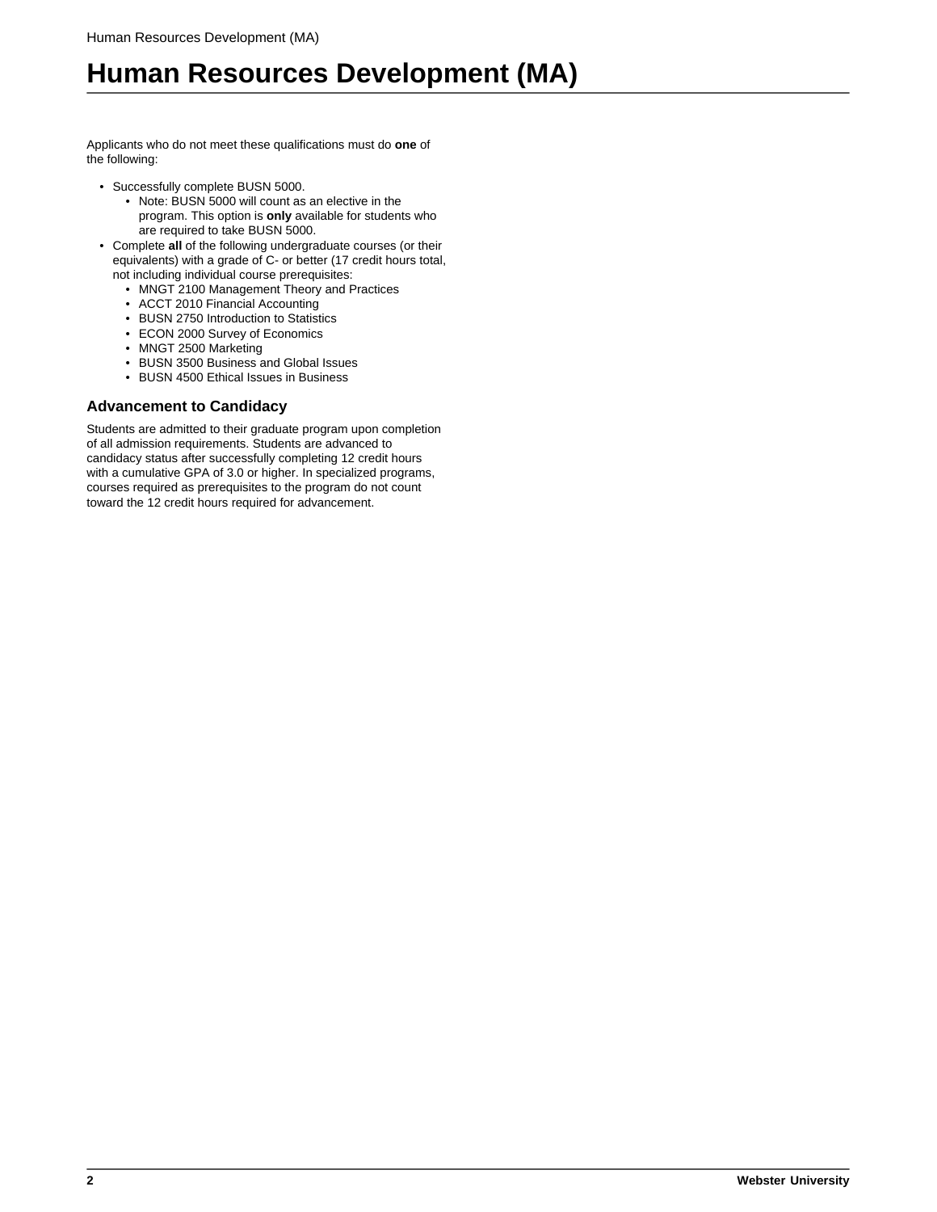# Human Resources Development (MA)

Applicants who do not meet these qualifications must do **one** of the following:

- Successfully complete BUSN 5000.
  - Note: BUSN 5000 will count as an elective in the program. This option is **only** available for students who are required to take BUSN 5000.
- Complete **all** of the following undergraduate courses (or their equivalents) with a grade of C- or better (17 credit hours total, not including individual course prerequisites:
  - MNGT 2100 Management Theory and Practices
  - ACCT 2010 Financial Accounting
  - BUSN 2750 Introduction to Statistics
  - ECON 2000 Survey of Economics
  - MNGT 2500 Marketing
  - BUSN 3500 Business and Global Issues
  - BUSN 4500 Ethical Issues in Business

### Advancement to Candidacy

Students are admitted to their graduate program upon completion of all admission requirements. Students are advanced to candidacy status after successfully completing 12 credit hours with a cumulative GPA of 3.0 or higher. In specialized programs, courses required as prerequisites to the program do not count toward the 12 credit hours required for advancement.